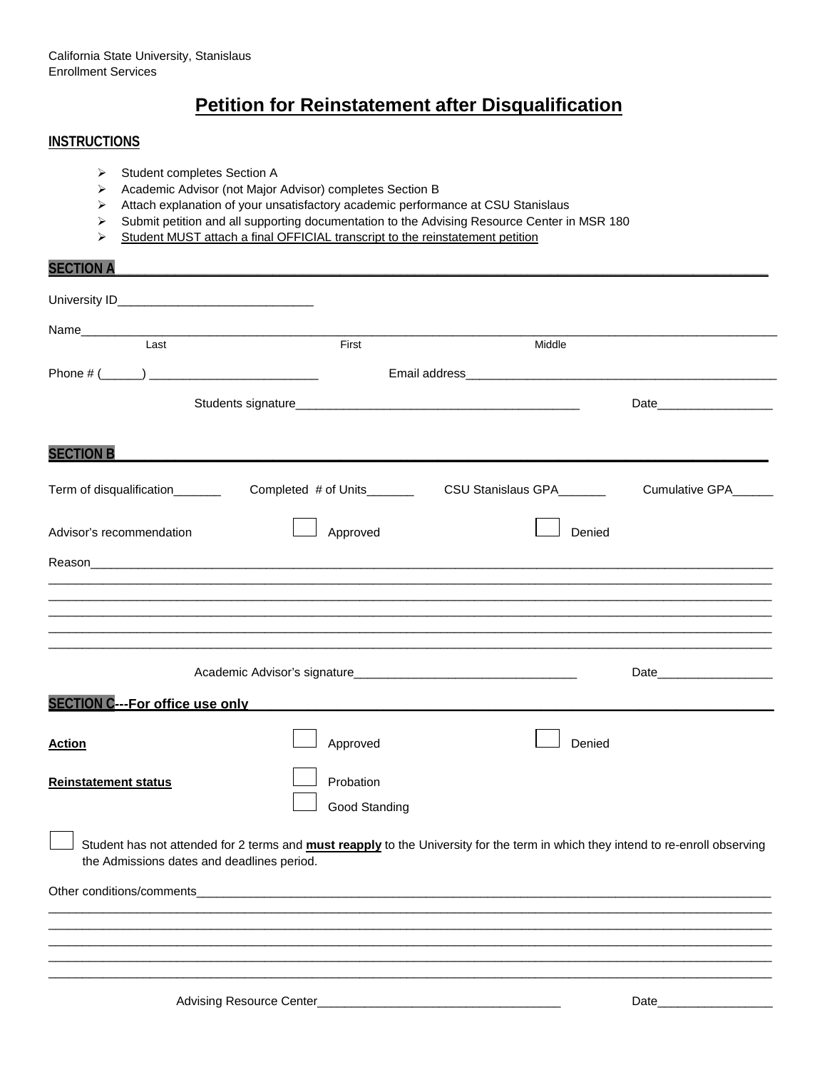California State University, Stanislaus
Enrollment Services

# Petition for Reinstatement after Disqualification

## INSTRUCTIONS

- Student completes Section A
- Academic Advisor (not Major Advisor) completes Section B
- Attach explanation of your unsatisfactory academic performance at CSU Stanislaus
- Submit petition and all supporting documentation to the Advising Resource Center in MSR 180
- Student MUST attach a final OFFICIAL transcript to the reinstatement petition

## SECTION A

University ID_____________________________

Name_________________________________________________________________________________________
Last First Middle

Phone # (______) _________________________ Email address_____________________________________________

Students signature_________________________________________ Date_________________

## SECTION B

Term of disqualification_______ Completed # of Units_______ CSU Stanislaus GPA_______ Cumulative GPA______

Advisor's recommendation ☐ Approved ☐ Denied

Reason_______________________________________________________________________________________
_____________________________________________________________________________________________
_____________________________________________________________________________________________
_____________________________________________________________________________________________
_____________________________________________________________________________________________
_____________________________________________________________________________________________

Academic Advisor's signature_________________________________ Date_________________

## SECTION C---For office use only

**Action** ☐ Approved ☐ Denied

**Reinstatement status** ☐ Probation
☐ Good Standing

☐ Student has not attended for 2 terms and **must reapply** to the University for the term in which they intend to re-enroll observing the Admissions dates and deadlines period.

Other conditions/comments____________________________________________________________________________
_____________________________________________________________________________________________
_____________________________________________________________________________________________
_____________________________________________________________________________________________
_____________________________________________________________________________________________
_____________________________________________________________________________________________

Advising Resource Center____________________________________ Date_________________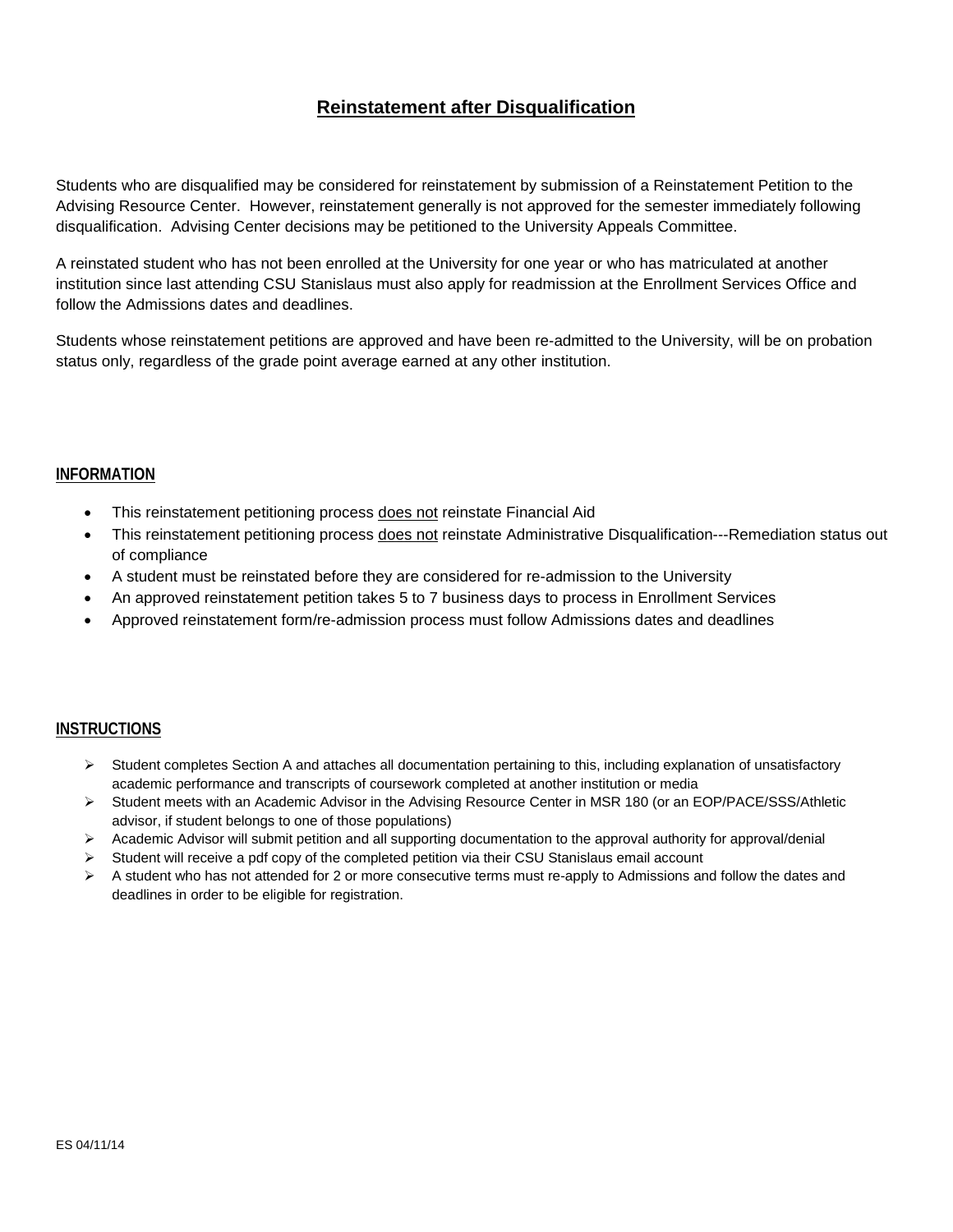# Reinstatement after Disqualification

Students who are disqualified may be considered for reinstatement by submission of a Reinstatement Petition to the Advising Resource Center. However, reinstatement generally is not approved for the semester immediately following disqualification. Advising Center decisions may be petitioned to the University Appeals Committee.

A reinstated student who has not been enrolled at the University for one year or who has matriculated at another institution since last attending CSU Stanislaus must also apply for readmission at the Enrollment Services Office and follow the Admissions dates and deadlines.

Students whose reinstatement petitions are approved and have been re-admitted to the University, will be on probation status only, regardless of the grade point average earned at any other institution.

## INFORMATION

- This reinstatement petitioning process does not reinstate Financial Aid
- This reinstatement petitioning process does not reinstate Administrative Disqualification---Remediation status out of compliance
- A student must be reinstated before they are considered for re-admission to the University
- An approved reinstatement petition takes 5 to 7 business days to process in Enrollment Services
- Approved reinstatement form/re-admission process must follow Admissions dates and deadlines

## INSTRUCTIONS

- Student completes Section A and attaches all documentation pertaining to this, including explanation of unsatisfactory academic performance and transcripts of coursework completed at another institution or media
- Student meets with an Academic Advisor in the Advising Resource Center in MSR 180 (or an EOP/PACE/SSS/Athletic advisor, if student belongs to one of those populations)
- Academic Advisor will submit petition and all supporting documentation to the approval authority for approval/denial
- Student will receive a pdf copy of the completed petition via their CSU Stanislaus email account
- A student who has not attended for 2 or more consecutive terms must re-apply to Admissions and follow the dates and deadlines in order to be eligible for registration.

ES 04/11/14